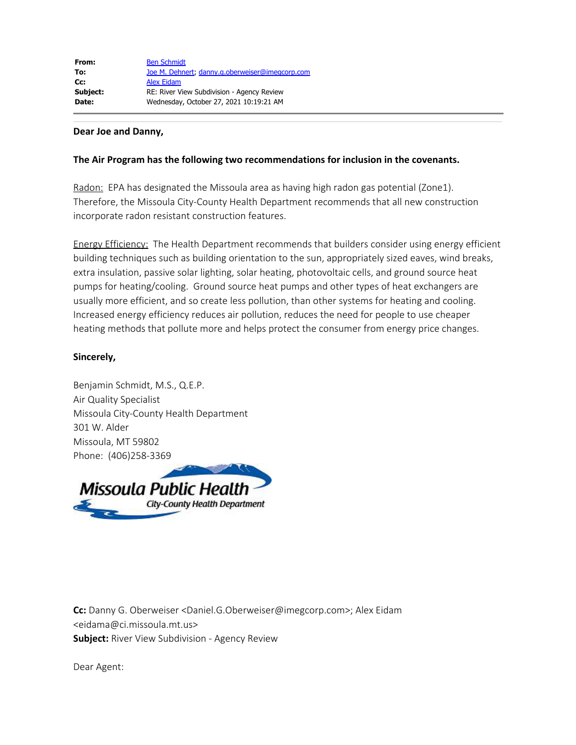| | |
|---|---|
| **From:** | Ben Schmidt |
| **To:** | Joe M. Dehnert; danny.g.oberweiser@imegcorp.com |
| **Cc:** | Alex Eidam |
| **Subject:** | RE: River View Subdivision - Agency Review |
| **Date:** | Wednesday, October 27, 2021 10:19:21 AM |

---

**Dear Joe and Danny,**

**The Air Program has the following two recommendations for inclusion in the covenants.**

Radon: EPA has designated the Missoula area as having high radon gas potential (Zone1). Therefore, the Missoula City-County Health Department recommends that all new construction incorporate radon resistant construction features.

Energy Efficiency: The Health Department recommends that builders consider using energy efficient building techniques such as building orientation to the sun, appropriately sized eaves, wind breaks, extra insulation, passive solar lighting, solar heating, photovoltaic cells, and ground source heat pumps for heating/cooling. Ground source heat pumps and other types of heat exchangers are usually more efficient, and so create less pollution, than other systems for heating and cooling. Increased energy efficiency reduces air pollution, reduces the need for people to use cheaper heating methods that pollute more and helps protect the consumer from energy price changes.

**Sincerely,**

Benjamin Schmidt, M.S., Q.E.P.
Air Quality Specialist
Missoula City-County Health Department
301 W. Alder
Missoula, MT 59802
Phone: (406)258-3369

Missoula Public Health
City-County Health Department

**Cc:** Danny G. Oberweiser <Daniel.G.Oberweiser@imegcorp.com>; Alex Eidam <eidama@ci.missoula.mt.us>
**Subject:** River View Subdivision - Agency Review

Dear Agent: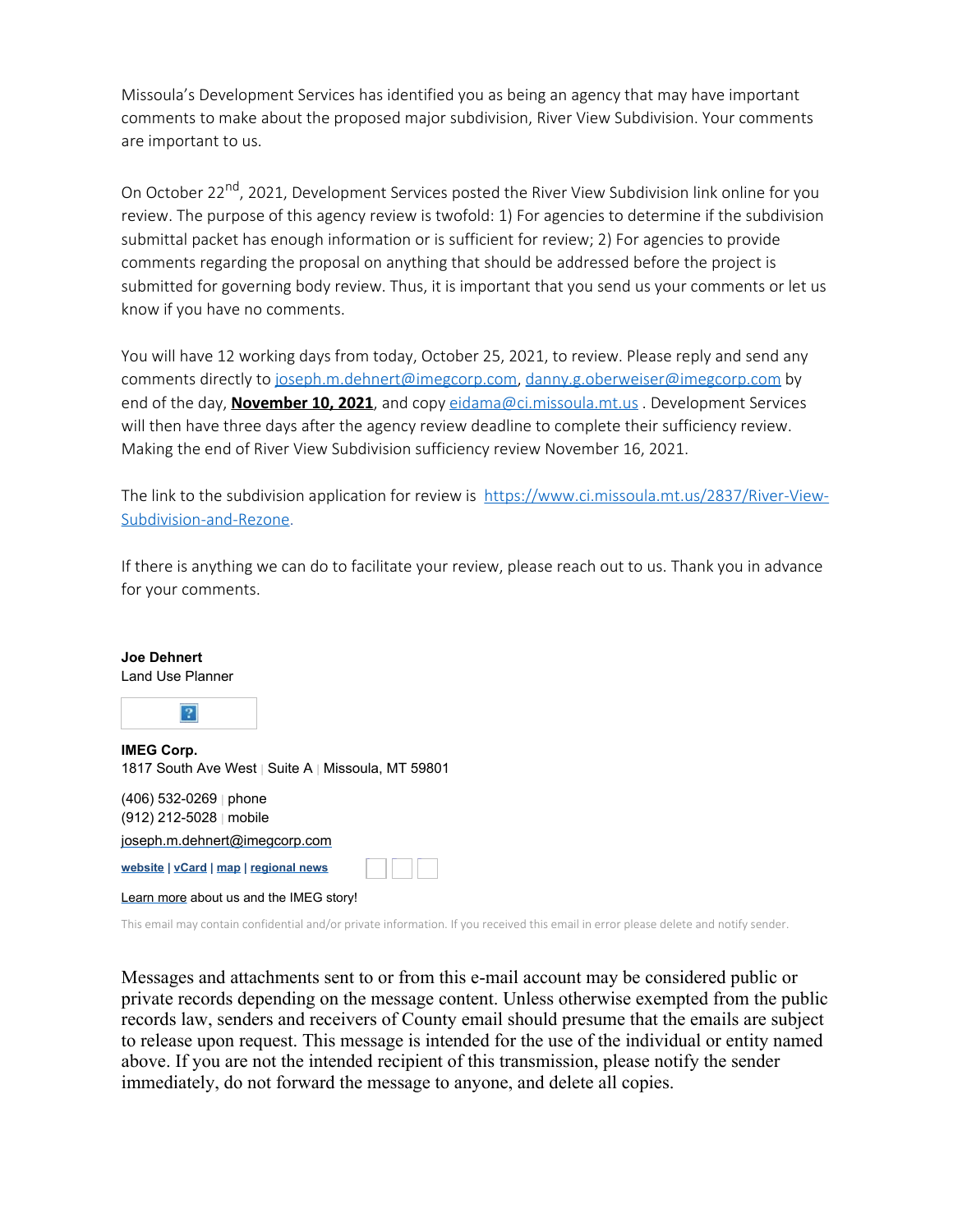Missoula's Development Services has identified you as being an agency that may have important comments to make about the proposed major subdivision, River View Subdivision. Your comments are important to us.

On October 22nd, 2021, Development Services posted the River View Subdivision link online for you review. The purpose of this agency review is twofold: 1) For agencies to determine if the subdivision submittal packet has enough information or is sufficient for review; 2) For agencies to provide comments regarding the proposal on anything that should be addressed before the project is submitted for governing body review. Thus, it is important that you send us your comments or let us know if you have no comments.

You will have 12 working days from today, October 25, 2021, to review. Please reply and send any comments directly to joseph.m.dehnert@imegcorp.com, danny.g.oberweiser@imegcorp.com by end of the day, **November 10, 2021**, and copy eidama@ci.missoula.mt.us . Development Services will then have three days after the agency review deadline to complete their sufficiency review. Making the end of River View Subdivision sufficiency review November 16, 2021.

The link to the subdivision application for review is https://www.ci.missoula.mt.us/2837/River-View-Subdivision-and-Rezone.

If there is anything we can do to facilitate your review, please reach out to us. Thank you in advance for your comments.

**Joe Dehnert**
Land Use Planner

**IMEG Corp.**
1817 South Ave West | Suite A | Missoula, MT 59801

(406) 532-0269 | phone
(912) 212-5028 | mobile
joseph.m.dehnert@imegcorp.com

**website** | **vCard** | **map** | **regional news**

Learn more about us and the IMEG story!

This email may contain confidential and/or private information. If you received this email in error please delete and notify sender.

Messages and attachments sent to or from this e-mail account may be considered public or private records depending on the message content. Unless otherwise exempted from the public records law, senders and receivers of County email should presume that the emails are subject to release upon request. This message is intended for the use of the individual or entity named above. If you are not the intended recipient of this transmission, please notify the sender immediately, do not forward the message to anyone, and delete all copies.